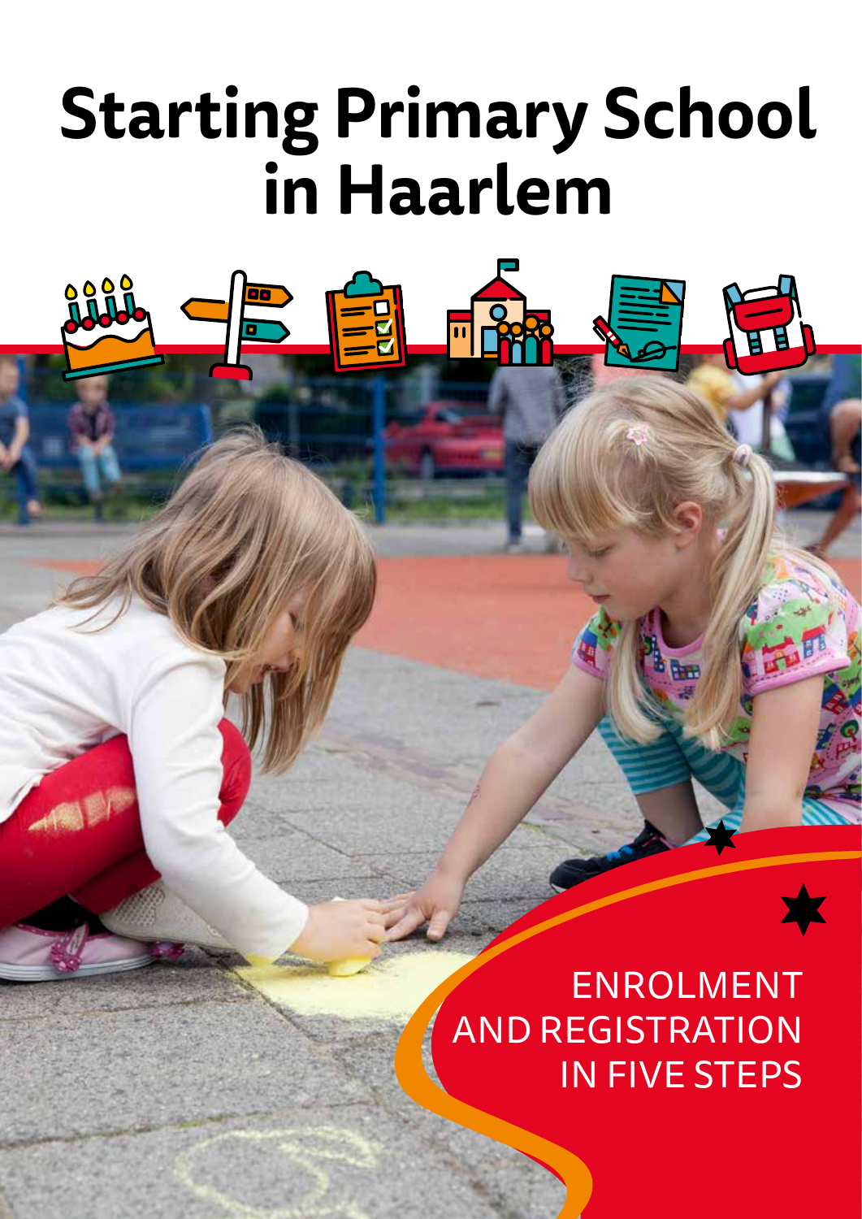# Starting Primary School in Haarlem

ENROLMENT AND REGISTRATION IN FIVE STEPS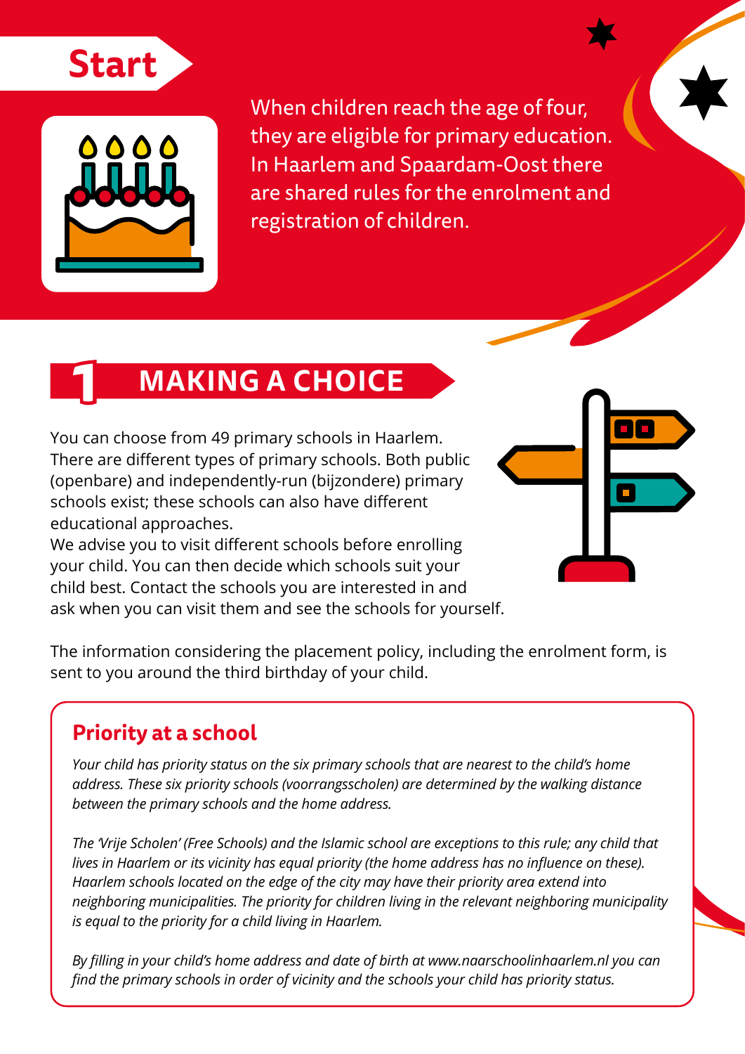## Start

When children reach the age of four, they are eligible for primary education. In Haarlem and Spaardam-Oost there are shared rules for the enrolment and registration of children.

# 1 MAKING A CHOICE

You can choose from 49 primary schools in Haarlem. There are different types of primary schools. Both public (openbare) and independently-run (bijzondere) primary schools exist; these schools can also have different educational approaches.
We advise you to visit different schools before enrolling your child. You can then decide which schools suit your child best. Contact the schools you are interested in and ask when you can visit them and see the schools for yourself.

The information considering the placement policy, including the enrolment form, is sent to you around the third birthday of your child.

### Priority at a school

*Your child has priority status on the six primary schools that are nearest to the child's home address. These six priority schools (voorrangsscholen) are determined by the walking distance between the primary schools and the home address.*

*The 'Vrije Scholen' (Free Schools) and the Islamic school are exceptions to this rule; any child that lives in Haarlem or its vicinity has equal priority (the home address has no influence on these). Haarlem schools located on the edge of the city may have their priority area extend into neighboring municipalities. The priority for children living in the relevant neighboring municipality is equal to the priority for a child living in Haarlem.*

*By filling in your child's home address and date of birth at www.naarschoolinhaarlem.nl you can find the primary schools in order of vicinity and the schools your child has priority status.*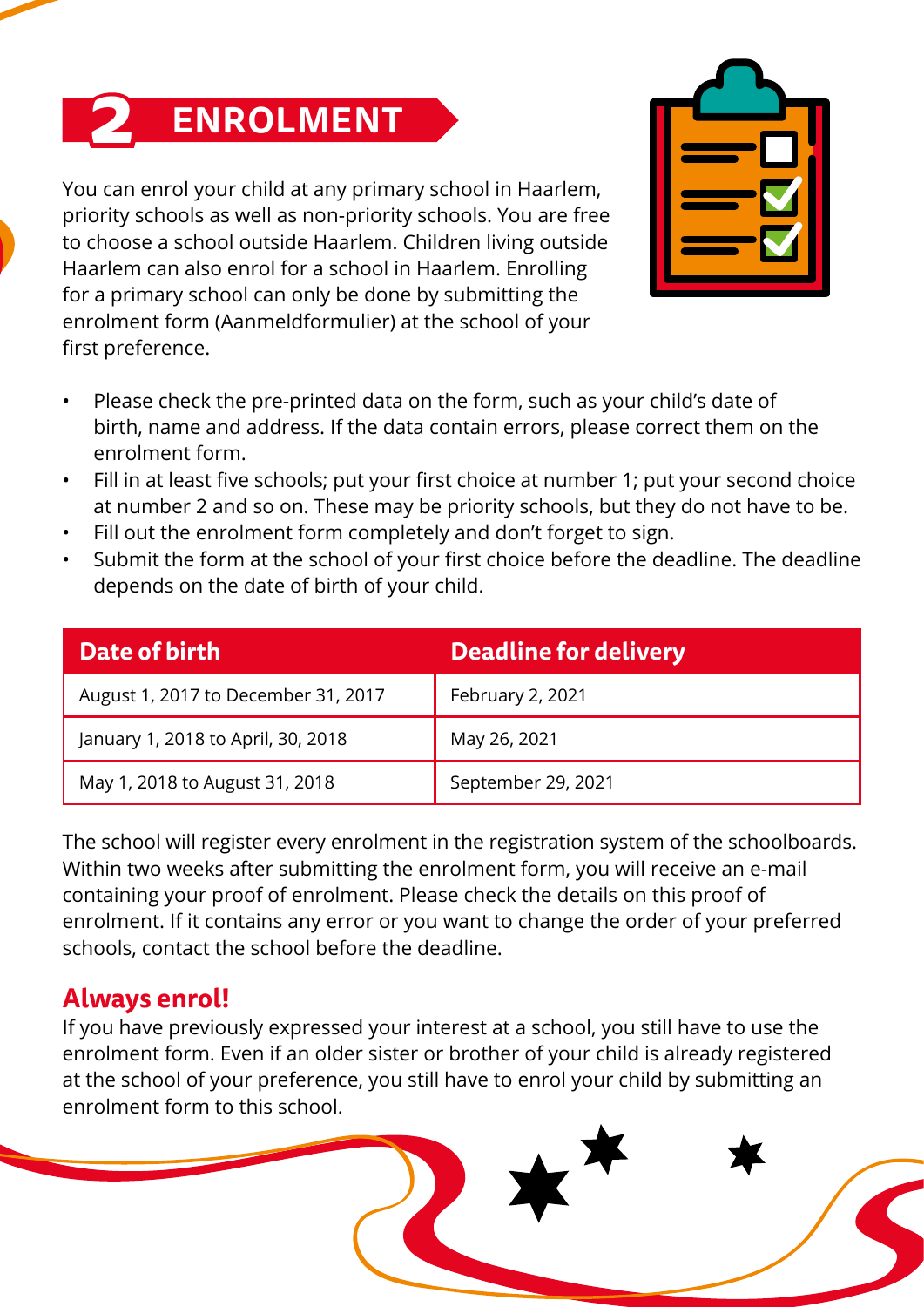## 2 ENROLMENT

You can enrol your child at any primary school in Haarlem, priority schools as well as non-priority schools. You are free to choose a school outside Haarlem. Children living outside Haarlem can also enrol for a school in Haarlem. Enrolling for a primary school can only be done by submitting the enrolment form (Aanmeldformulier) at the school of your first preference.

- Please check the pre-printed data on the form, such as your child's date of birth, name and address. If the data contain errors, please correct them on the enrolment form.
- Fill in at least five schools; put your first choice at number 1; put your second choice at number 2 and so on. These may be priority schools, but they do not have to be.
- Fill out the enrolment form completely and don't forget to sign.
- Submit the form at the school of your first choice before the deadline. The deadline depends on the date of birth of your child.

| Date of birth | Deadline for delivery |
|---|---|
| August 1, 2017 to December 31, 2017 | February 2, 2021 |
| January 1, 2018 to April, 30, 2018 | May 26, 2021 |
| May 1, 2018 to August 31, 2018 | September 29, 2021 |

The school will register every enrolment in the registration system of the schoolboards. Within two weeks after submitting the enrolment form, you will receive an e-mail containing your proof of enrolment. Please check the details on this proof of enrolment. If it contains any error or you want to change the order of your preferred schools, contact the school before the deadline.

### Always enrol!

If you have previously expressed your interest at a school, you still have to use the enrolment form. Even if an older sister or brother of your child is already registered at the school of your preference, you still have to enrol your child by submitting an enrolment form to this school.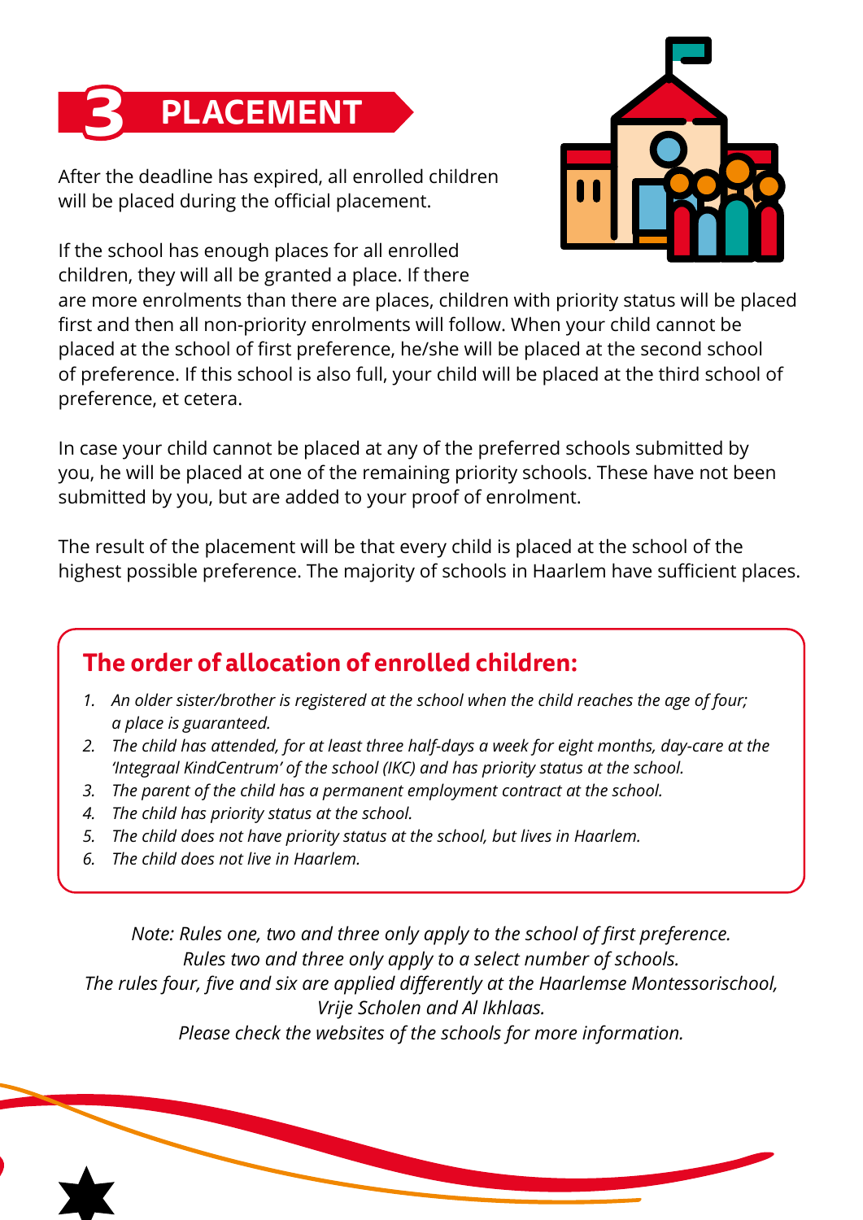# 3 PLACEMENT

After the deadline has expired, all enrolled children will be placed during the official placement.

If the school has enough places for all enrolled children, they will all be granted a place. If there are more enrolments than there are places, children with priority status will be placed first and then all non-priority enrolments will follow. When your child cannot be placed at the school of first preference, he/she will be placed at the second school of preference. If this school is also full, your child will be placed at the third school of preference, et cetera.

In case your child cannot be placed at any of the preferred schools submitted by you, he will be placed at one of the remaining priority schools. These have not been submitted by you, but are added to your proof of enrolment.

The result of the placement will be that every child is placed at the school of the highest possible preference. The majority of schools in Haarlem have sufficient places.

## The order of allocation of enrolled children:

1. *An older sister/brother is registered at the school when the child reaches the age of four; a place is guaranteed.*
2. *The child has attended, for at least three half-days a week for eight months, day-care at the 'Integraal KindCentrum' of the school (IKC) and has priority status at the school.*
3. *The parent of the child has a permanent employment contract at the school.*
4. *The child has priority status at the school.*
5. *The child does not have priority status at the school, but lives in Haarlem.*
6. *The child does not live in Haarlem.*

*Note: Rules one, two and three only apply to the school of first preference.*
*Rules two and three only apply to a select number of schools.*
*The rules four, five and six are applied differently at the Haarlemse Montessorischool, Vrije Scholen and Al Ikhlaas.*
*Please check the websites of the schools for more information.*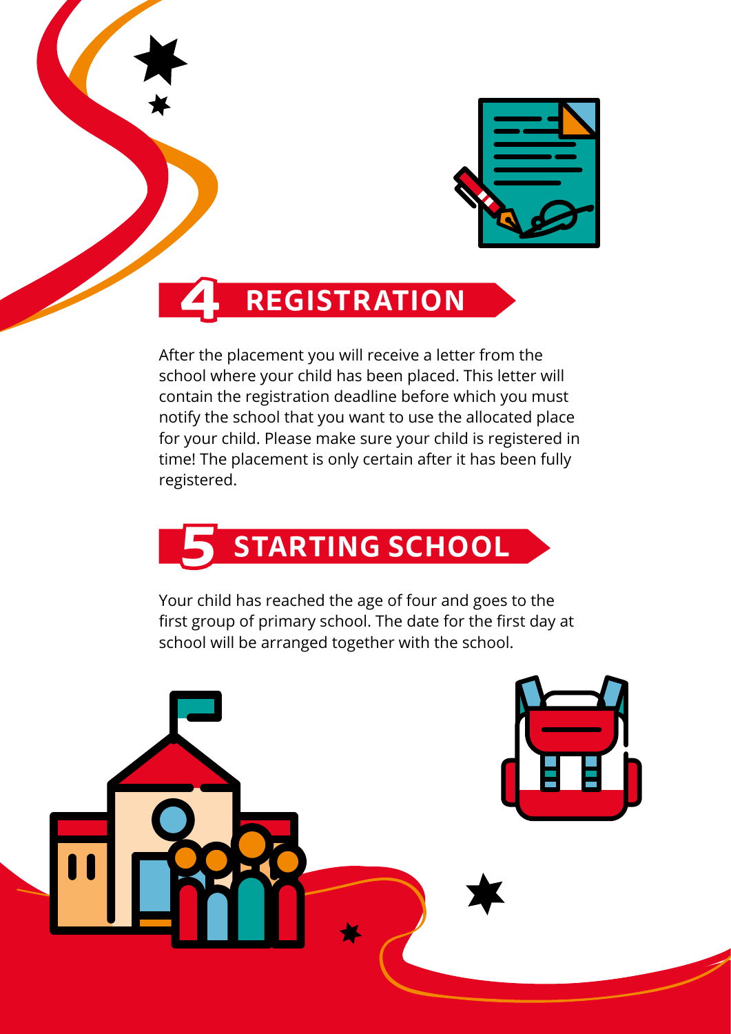## 4 REGISTRATION

After the placement you will receive a letter from the school where your child has been placed. This letter will contain the registration deadline before which you must notify the school that you want to use the allocated place for your child. Please make sure your child is registered in time! The placement is only certain after it has been fully registered.

## 5 STARTING SCHOOL

Your child has reached the age of four and goes to the first group of primary school. The date for the first day at school will be arranged together with the school.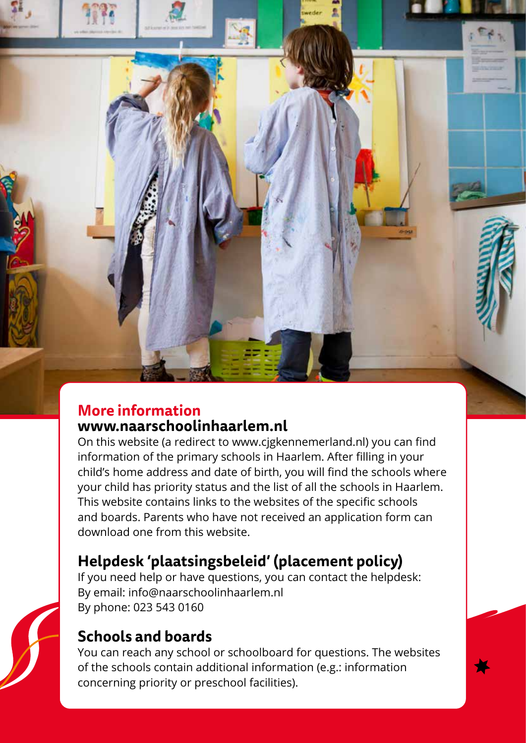## More information

### www.naarschoolinhaarlem.nl

On this website (a redirect to www.cjgkennemerland.nl) you can find information of the primary schools in Haarlem. After filling in your child's home address and date of birth, you will find the schools where your child has priority status and the list of all the schools in Haarlem. This website contains links to the websites of the specific schools and boards. Parents who have not received an application form can download one from this website.

## Helpdesk 'plaatsingsbeleid' (placement policy)

If you need help or have questions, you can contact the helpdesk:
By email: info@naarschoolinhaarlem.nl
By phone: 023 543 0160

## Schools and boards

You can reach any school or schoolboard for questions. The websites of the schools contain additional information (e.g.: information concerning priority or preschool facilities).